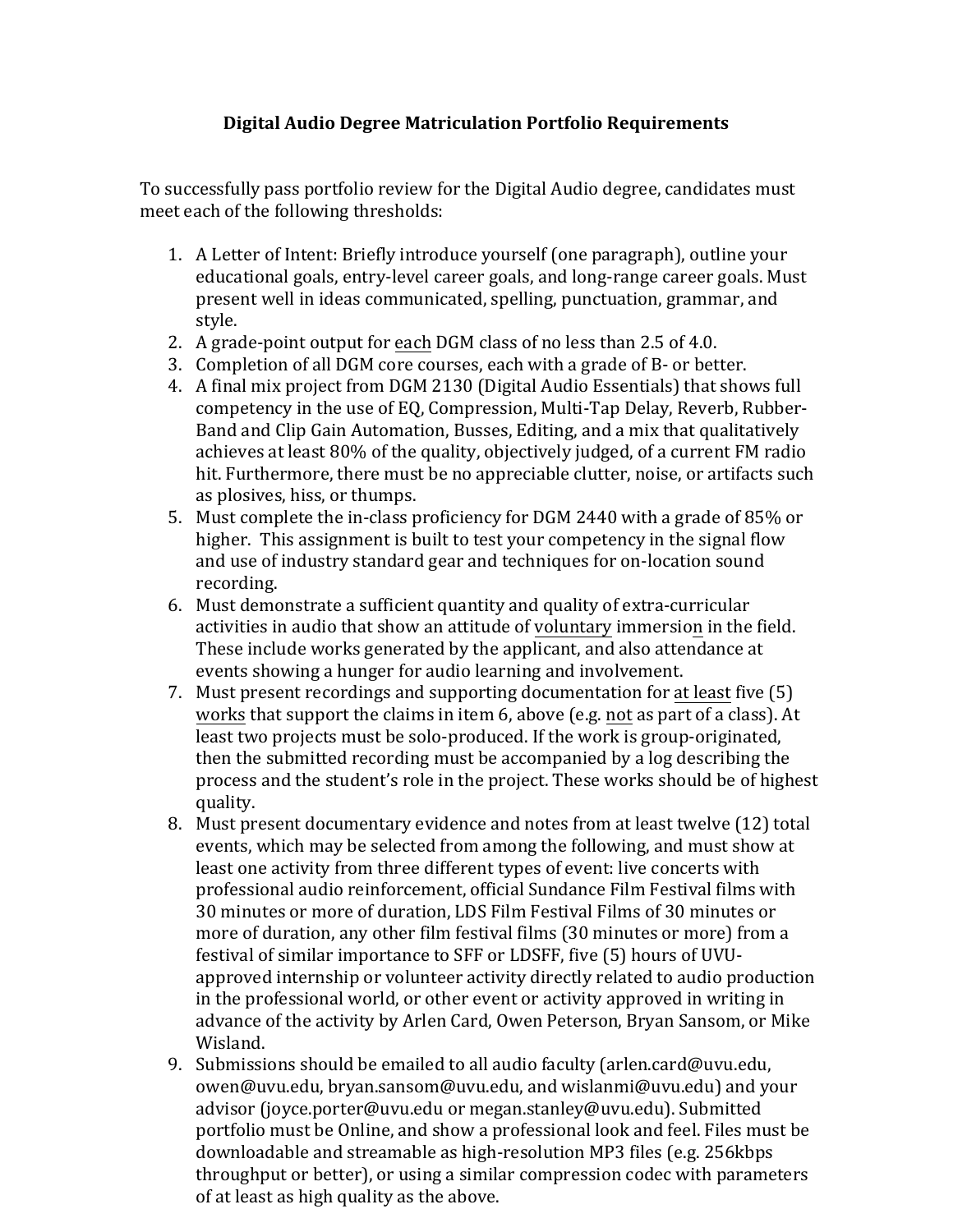# Digital Audio Degree Matriculation Portfolio Requirements

To successfully pass portfolio review for the Digital Audio degree, candidates must meet each of the following thresholds:

1. A Letter of Intent: Briefly introduce yourself (one paragraph), outline your educational goals, entry-level career goals, and long-range career goals. Must present well in ideas communicated, spelling, punctuation, grammar, and style.
2. A grade-point output for <u>each</u> DGM class of no less than 2.5 of 4.0.
3. Completion of all DGM core courses, each with a grade of B- or better.
4. A final mix project from DGM 2130 (Digital Audio Essentials) that shows full competency in the use of EQ, Compression, Multi-Tap Delay, Reverb, Rubber-Band and Clip Gain Automation, Busses, Editing, and a mix that qualitatively achieves at least 80% of the quality, objectively judged, of a current FM radio hit. Furthermore, there must be no appreciable clutter, noise, or artifacts such as plosives, hiss, or thumps.
5. Must complete the in-class proficiency for DGM 2440 with a grade of 85% or higher. This assignment is built to test your competency in the signal flow and use of industry standard gear and techniques for on-location sound recording.
6. Must demonstrate a sufficient quantity and quality of extra-curricular activities in audio that show an attitude of <u>voluntary</u> immersion in the field. These include works generated by the applicant, and also attendance at events showing a hunger for audio learning and involvement.
7. Must present recordings and supporting documentation for <u>at least</u> five (5) <u>works</u> that support the claims in item 6, above (e.g. <u>not</u> as part of a class). At least two projects must be solo-produced. If the work is group-originated, then the submitted recording must be accompanied by a log describing the process and the student's role in the project. These works should be of highest quality.
8. Must present documentary evidence and notes from at least twelve (12) total events, which may be selected from among the following, and must show at least one activity from three different types of event: live concerts with professional audio reinforcement, official Sundance Film Festival films with 30 minutes or more of duration, LDS Film Festival Films of 30 minutes or more of duration, any other film festival films (30 minutes or more) from a festival of similar importance to SFF or LDSFF, five (5) hours of UVU-approved internship or volunteer activity directly related to audio production in the professional world, or other event or activity approved in writing in advance of the activity by Arlen Card, Owen Peterson, Bryan Sansom, or Mike Wisland.
9. Submissions should be emailed to all audio faculty (arlen.card@uvu.edu, owen@uvu.edu, bryan.sansom@uvu.edu, and wislanmi@uvu.edu) and your advisor (joyce.porter@uvu.edu or megan.stanley@uvu.edu). Submitted portfolio must be Online, and show a professional look and feel. Files must be downloadable and streamable as high-resolution MP3 files (e.g. 256kbps throughput or better), or using a similar compression codec with parameters of at least as high quality as the above.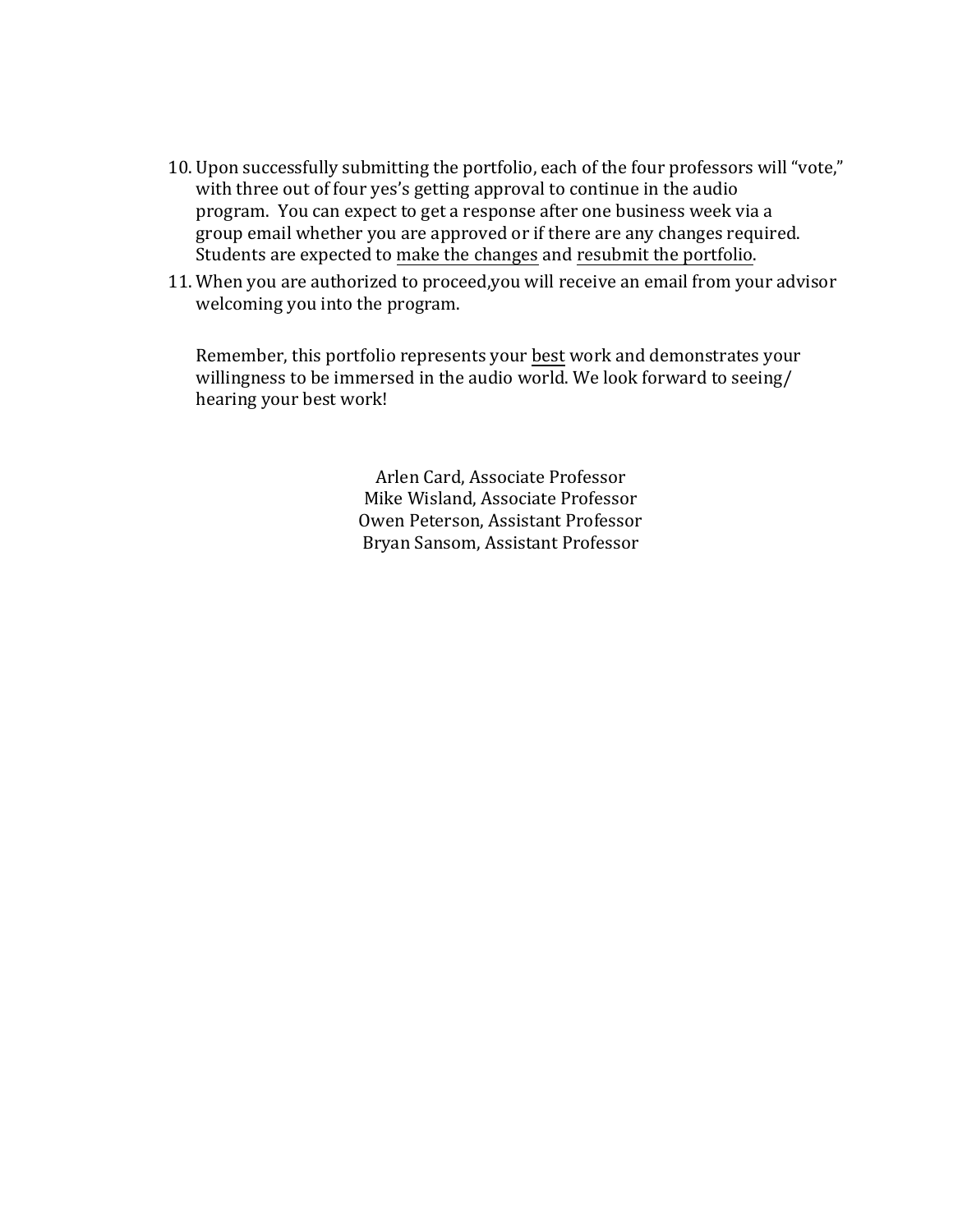10. Upon successfully submitting the portfolio, each of the four professors will "vote," with three out of four yes's getting approval to continue in the audio program. You can expect to get a response after one business week via a group email whether you are approved or if there are any changes required. Students are expected to make the changes and resubmit the portfolio.
11. When you are authorized to proceed,you will receive an email from your advisor welcoming you into the program.

Remember, this portfolio represents your best work and demonstrates your willingness to be immersed in the audio world. We look forward to seeing/ hearing your best work!

Arlen Card, Associate Professor
Mike Wisland, Associate Professor
Owen Peterson, Assistant Professor
Bryan Sansom, Assistant Professor